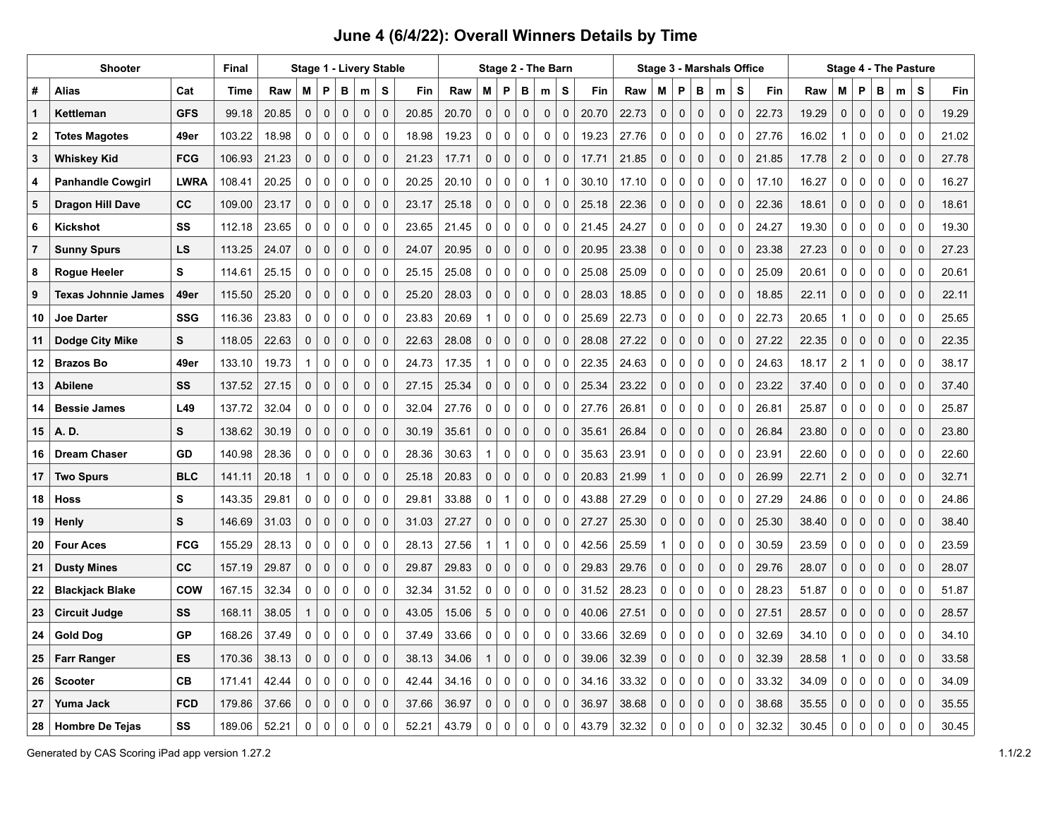# June 4 (6/4/22): Overall Winners Details by Time

| Shooter | | | Final | Stage 1 - Livery Stable | | | | | | | Stage 2 - The Barn | | | | | | | Stage 3 - Marshals Office | | | | | | | Stage 4 - The Pasture | | | | | | |
|---|---|---|---|---|---|---|---|---|---|---|---|---|---|---|---|---|---|---|---|---|---|---|---|---|---|---|---|---|---|---|---|
| # | Alias | Cat | Time | Raw | M | P | B | m | S | Fin | Raw | M | P | B | m | S | Fin | Raw | M | P | B | m | S | Fin | Raw | M | P | B | m | S | Fin |
| 1 | Kettleman | GFS | 99.18 | 20.85 | 0 | 0 | 0 | 0 | 0 | 20.85 | 20.70 | 0 | 0 | 0 | 0 | 0 | 20.70 | 22.73 | 0 | 0 | 0 | 0 | 0 | 22.73 | 19.29 | 0 | 0 | 0 | 0 | 0 | 19.29 |
| 2 | Totes Magotes | 49er | 103.22 | 18.98 | 0 | 0 | 0 | 0 | 0 | 18.98 | 19.23 | 0 | 0 | 0 | 0 | 0 | 19.23 | 27.76 | 0 | 0 | 0 | 0 | 0 | 27.76 | 16.02 | 1 | 0 | 0 | 0 | 0 | 21.02 |
| 3 | Whiskey Kid | FCG | 106.93 | 21.23 | 0 | 0 | 0 | 0 | 0 | 21.23 | 17.71 | 0 | 0 | 0 | 0 | 0 | 17.71 | 21.85 | 0 | 0 | 0 | 0 | 0 | 21.85 | 17.78 | 2 | 0 | 0 | 0 | 0 | 27.78 |
| 4 | Panhandle Cowgirl | LWRA | 108.41 | 20.25 | 0 | 0 | 0 | 0 | 0 | 20.25 | 20.10 | 0 | 0 | 0 | 1 | 0 | 30.10 | 17.10 | 0 | 0 | 0 | 0 | 0 | 17.10 | 16.27 | 0 | 0 | 0 | 0 | 0 | 16.27 |
| 5 | Dragon Hill Dave | CC | 109.00 | 23.17 | 0 | 0 | 0 | 0 | 0 | 23.17 | 25.18 | 0 | 0 | 0 | 0 | 0 | 25.18 | 22.36 | 0 | 0 | 0 | 0 | 0 | 22.36 | 18.61 | 0 | 0 | 0 | 0 | 0 | 18.61 |
| 6 | Kickshot | SS | 112.18 | 23.65 | 0 | 0 | 0 | 0 | 0 | 23.65 | 21.45 | 0 | 0 | 0 | 0 | 0 | 21.45 | 24.27 | 0 | 0 | 0 | 0 | 0 | 24.27 | 19.30 | 0 | 0 | 0 | 0 | 0 | 19.30 |
| 7 | Sunny Spurs | LS | 113.25 | 24.07 | 0 | 0 | 0 | 0 | 0 | 24.07 | 20.95 | 0 | 0 | 0 | 0 | 0 | 20.95 | 23.38 | 0 | 0 | 0 | 0 | 0 | 23.38 | 27.23 | 0 | 0 | 0 | 0 | 0 | 27.23 |
| 8 | Rogue Heeler | S | 114.61 | 25.15 | 0 | 0 | 0 | 0 | 0 | 25.15 | 25.08 | 0 | 0 | 0 | 0 | 0 | 25.08 | 25.09 | 0 | 0 | 0 | 0 | 0 | 25.09 | 20.61 | 0 | 0 | 0 | 0 | 0 | 20.61 |
| 9 | Texas Johnnie James | 49er | 115.50 | 25.20 | 0 | 0 | 0 | 0 | 0 | 25.20 | 28.03 | 0 | 0 | 0 | 0 | 0 | 28.03 | 18.85 | 0 | 0 | 0 | 0 | 0 | 18.85 | 22.11 | 0 | 0 | 0 | 0 | 0 | 22.11 |
| 10 | Joe Darter | SSG | 116.36 | 23.83 | 0 | 0 | 0 | 0 | 0 | 23.83 | 20.69 | 1 | 0 | 0 | 0 | 0 | 25.69 | 22.73 | 0 | 0 | 0 | 0 | 0 | 22.73 | 20.65 | 1 | 0 | 0 | 0 | 0 | 25.65 |
| 11 | Dodge City Mike | S | 118.05 | 22.63 | 0 | 0 | 0 | 0 | 0 | 22.63 | 28.08 | 0 | 0 | 0 | 0 | 0 | 28.08 | 27.22 | 0 | 0 | 0 | 0 | 0 | 27.22 | 22.35 | 0 | 0 | 0 | 0 | 0 | 22.35 |
| 12 | Brazos Bo | 49er | 133.10 | 19.73 | 1 | 0 | 0 | 0 | 0 | 24.73 | 17.35 | 1 | 0 | 0 | 0 | 0 | 22.35 | 24.63 | 0 | 0 | 0 | 0 | 0 | 24.63 | 18.17 | 2 | 1 | 0 | 0 | 0 | 38.17 |
| 13 | Abilene | SS | 137.52 | 27.15 | 0 | 0 | 0 | 0 | 0 | 27.15 | 25.34 | 0 | 0 | 0 | 0 | 0 | 25.34 | 23.22 | 0 | 0 | 0 | 0 | 0 | 23.22 | 37.40 | 0 | 0 | 0 | 0 | 0 | 37.40 |
| 14 | Bessie James | L49 | 137.72 | 32.04 | 0 | 0 | 0 | 0 | 0 | 32.04 | 27.76 | 0 | 0 | 0 | 0 | 0 | 27.76 | 26.81 | 0 | 0 | 0 | 0 | 0 | 26.81 | 25.87 | 0 | 0 | 0 | 0 | 0 | 25.87 |
| 15 | A. D. | S | 138.62 | 30.19 | 0 | 0 | 0 | 0 | 0 | 30.19 | 35.61 | 0 | 0 | 0 | 0 | 0 | 35.61 | 26.84 | 0 | 0 | 0 | 0 | 0 | 26.84 | 23.80 | 0 | 0 | 0 | 0 | 0 | 23.80 |
| 16 | Dream Chaser | GD | 140.98 | 28.36 | 0 | 0 | 0 | 0 | 0 | 28.36 | 30.63 | 1 | 0 | 0 | 0 | 0 | 35.63 | 23.91 | 0 | 0 | 0 | 0 | 0 | 23.91 | 22.60 | 0 | 0 | 0 | 0 | 0 | 22.60 |
| 17 | Two Spurs | BLC | 141.11 | 20.18 | 1 | 0 | 0 | 0 | 0 | 25.18 | 20.83 | 0 | 0 | 0 | 0 | 0 | 20.83 | 21.99 | 1 | 0 | 0 | 0 | 0 | 26.99 | 22.71 | 2 | 0 | 0 | 0 | 0 | 32.71 |
| 18 | Hoss | S | 143.35 | 29.81 | 0 | 0 | 0 | 0 | 0 | 29.81 | 33.88 | 0 | 1 | 0 | 0 | 0 | 43.88 | 27.29 | 0 | 0 | 0 | 0 | 0 | 27.29 | 24.86 | 0 | 0 | 0 | 0 | 0 | 24.86 |
| 19 | Henly | S | 146.69 | 31.03 | 0 | 0 | 0 | 0 | 0 | 31.03 | 27.27 | 0 | 0 | 0 | 0 | 0 | 27.27 | 25.30 | 0 | 0 | 0 | 0 | 0 | 25.30 | 38.40 | 0 | 0 | 0 | 0 | 0 | 38.40 |
| 20 | Four Aces | FCG | 155.29 | 28.13 | 0 | 0 | 0 | 0 | 0 | 28.13 | 27.56 | 1 | 1 | 0 | 0 | 0 | 42.56 | 25.59 | 1 | 0 | 0 | 0 | 0 | 30.59 | 23.59 | 0 | 0 | 0 | 0 | 0 | 23.59 |
| 21 | Dusty Mines | CC | 157.19 | 29.87 | 0 | 0 | 0 | 0 | 0 | 29.87 | 29.83 | 0 | 0 | 0 | 0 | 0 | 29.83 | 29.76 | 0 | 0 | 0 | 0 | 0 | 29.76 | 28.07 | 0 | 0 | 0 | 0 | 0 | 28.07 |
| 22 | Blackjack Blake | COW | 167.15 | 32.34 | 0 | 0 | 0 | 0 | 0 | 32.34 | 31.52 | 0 | 0 | 0 | 0 | 0 | 31.52 | 28.23 | 0 | 0 | 0 | 0 | 0 | 28.23 | 51.87 | 0 | 0 | 0 | 0 | 0 | 51.87 |
| 23 | Circuit Judge | SS | 168.11 | 38.05 | 1 | 0 | 0 | 0 | 0 | 43.05 | 15.06 | 5 | 0 | 0 | 0 | 0 | 40.06 | 27.51 | 0 | 0 | 0 | 0 | 0 | 27.51 | 28.57 | 0 | 0 | 0 | 0 | 0 | 28.57 |
| 24 | Gold Dog | GP | 168.26 | 37.49 | 0 | 0 | 0 | 0 | 0 | 37.49 | 33.66 | 0 | 0 | 0 | 0 | 0 | 33.66 | 32.69 | 0 | 0 | 0 | 0 | 0 | 32.69 | 34.10 | 0 | 0 | 0 | 0 | 0 | 34.10 |
| 25 | Farr Ranger | ES | 170.36 | 38.13 | 0 | 0 | 0 | 0 | 0 | 38.13 | 34.06 | 1 | 0 | 0 | 0 | 0 | 39.06 | 32.39 | 0 | 0 | 0 | 0 | 0 | 32.39 | 28.58 | 1 | 0 | 0 | 0 | 0 | 33.58 |
| 26 | Scooter | CB | 171.41 | 42.44 | 0 | 0 | 0 | 0 | 0 | 42.44 | 34.16 | 0 | 0 | 0 | 0 | 0 | 34.16 | 33.32 | 0 | 0 | 0 | 0 | 0 | 33.32 | 34.09 | 0 | 0 | 0 | 0 | 0 | 34.09 |
| 27 | Yuma Jack | FCD | 179.86 | 37.66 | 0 | 0 | 0 | 0 | 0 | 37.66 | 36.97 | 0 | 0 | 0 | 0 | 0 | 36.97 | 38.68 | 0 | 0 | 0 | 0 | 0 | 38.68 | 35.55 | 0 | 0 | 0 | 0 | 0 | 35.55 |
| 28 | Hombre De Tejas | SS | 189.06 | 52.21 | 0 | 0 | 0 | 0 | 0 | 52.21 | 43.79 | 0 | 0 | 0 | 0 | 0 | 43.79 | 32.32 | 0 | 0 | 0 | 0 | 0 | 32.32 | 30.45 | 0 | 0 | 0 | 0 | 0 | 30.45 |

Generated by CAS Scoring iPad app version 1.27.2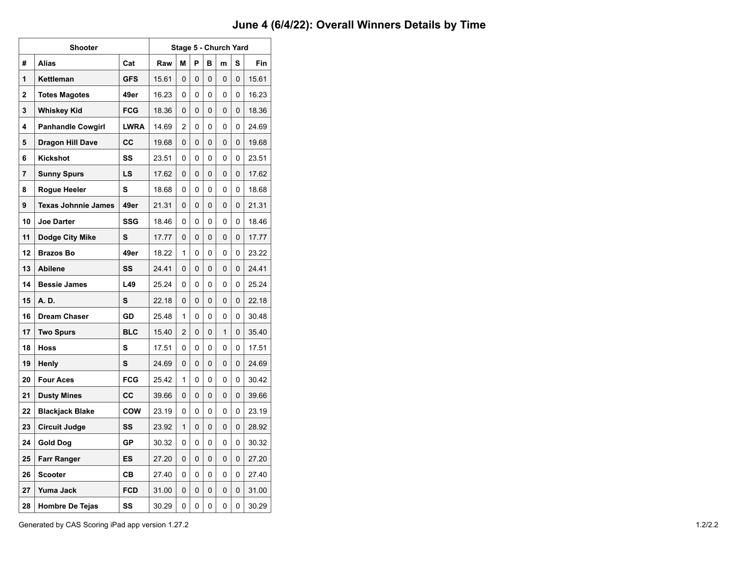# June 4 (6/4/22): Overall Winners Details by Time

| Shooter | | | Stage 5 - Church Yard | | | | | | |
|---|---|---|---|---|---|---|---|---|---|
| # | Alias | Cat | Raw | M | P | B | m | S | Fin |
| 1 | Kettleman | GFS | 15.61 | 0 | 0 | 0 | 0 | 0 | 15.61 |
| 2 | Totes Magotes | 49er | 16.23 | 0 | 0 | 0 | 0 | 0 | 16.23 |
| 3 | Whiskey Kid | FCG | 18.36 | 0 | 0 | 0 | 0 | 0 | 18.36 |
| 4 | Panhandle Cowgirl | LWRA | 14.69 | 2 | 0 | 0 | 0 | 0 | 24.69 |
| 5 | Dragon Hill Dave | CC | 19.68 | 0 | 0 | 0 | 0 | 0 | 19.68 |
| 6 | Kickshot | SS | 23.51 | 0 | 0 | 0 | 0 | 0 | 23.51 |
| 7 | Sunny Spurs | LS | 17.62 | 0 | 0 | 0 | 0 | 0 | 17.62 |
| 8 | Rogue Heeler | S | 18.68 | 0 | 0 | 0 | 0 | 0 | 18.68 |
| 9 | Texas Johnnie James | 49er | 21.31 | 0 | 0 | 0 | 0 | 0 | 21.31 |
| 10 | Joe Darter | SSG | 18.46 | 0 | 0 | 0 | 0 | 0 | 18.46 |
| 11 | Dodge City Mike | S | 17.77 | 0 | 0 | 0 | 0 | 0 | 17.77 |
| 12 | Brazos Bo | 49er | 18.22 | 1 | 0 | 0 | 0 | 0 | 23.22 |
| 13 | Abilene | SS | 24.41 | 0 | 0 | 0 | 0 | 0 | 24.41 |
| 14 | Bessie James | L49 | 25.24 | 0 | 0 | 0 | 0 | 0 | 25.24 |
| 15 | A. D. | S | 22.18 | 0 | 0 | 0 | 0 | 0 | 22.18 |
| 16 | Dream Chaser | GD | 25.48 | 1 | 0 | 0 | 0 | 0 | 30.48 |
| 17 | Two Spurs | BLC | 15.40 | 2 | 0 | 0 | 1 | 0 | 35.40 |
| 18 | Hoss | S | 17.51 | 0 | 0 | 0 | 0 | 0 | 17.51 |
| 19 | Henly | S | 24.69 | 0 | 0 | 0 | 0 | 0 | 24.69 |
| 20 | Four Aces | FCG | 25.42 | 1 | 0 | 0 | 0 | 0 | 30.42 |
| 21 | Dusty Mines | CC | 39.66 | 0 | 0 | 0 | 0 | 0 | 39.66 |
| 22 | Blackjack Blake | COW | 23.19 | 0 | 0 | 0 | 0 | 0 | 23.19 |
| 23 | Circuit Judge | SS | 23.92 | 1 | 0 | 0 | 0 | 0 | 28.92 |
| 24 | Gold Dog | GP | 30.32 | 0 | 0 | 0 | 0 | 0 | 30.32 |
| 25 | Farr Ranger | ES | 27.20 | 0 | 0 | 0 | 0 | 0 | 27.20 |
| 26 | Scooter | CB | 27.40 | 0 | 0 | 0 | 0 | 0 | 27.40 |
| 27 | Yuma Jack | FCD | 31.00 | 0 | 0 | 0 | 0 | 0 | 31.00 |
| 28 | Hombre De Tejas | SS | 30.29 | 0 | 0 | 0 | 0 | 0 | 30.29 |

Generated by CAS Scoring iPad app version 1.27.2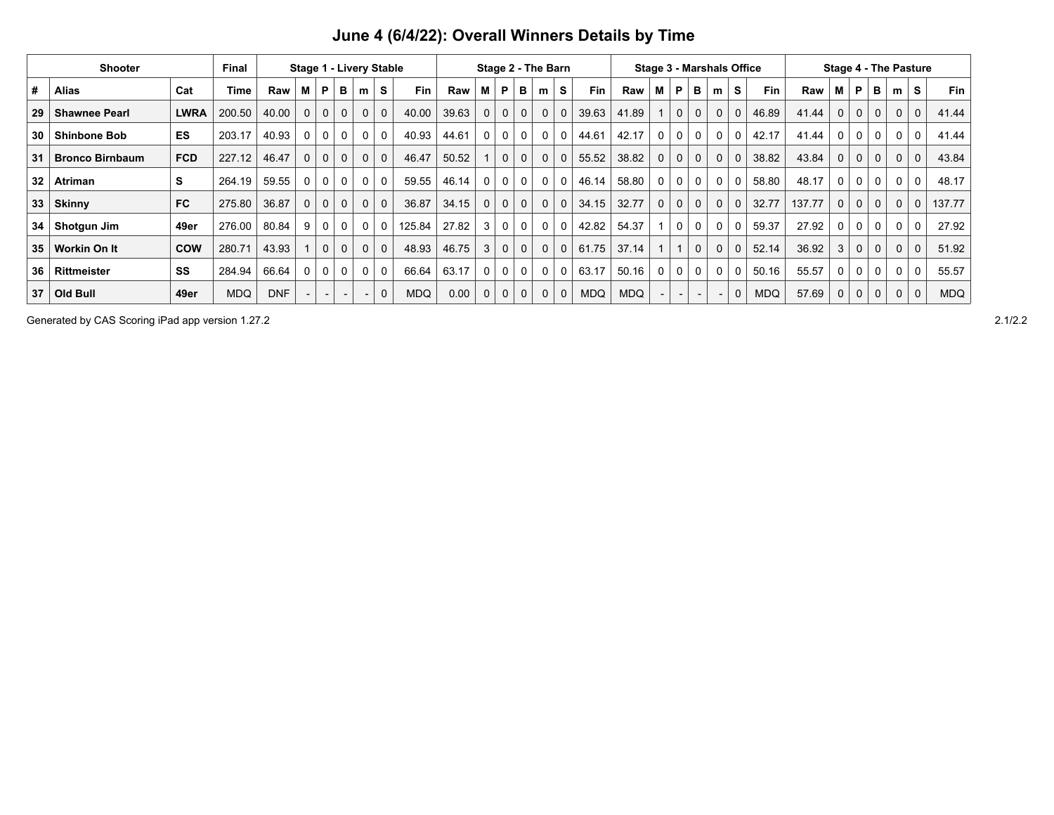# June 4 (6/4/22): Overall Winners Details by Time

| Shooter | | | Final | Stage 1 - Livery Stable | | | | | | | Stage 2 - The Barn | | | | | | | Stage 3 - Marshals Office | | | | | | | Stage 4 - The Pasture | | | | | | |
|---|---|---|---|---|---|---|---|---|---|---|---|---|---|---|---|---|---|---|---|---|---|---|---|---|---|---|---|---|---|---|---|
| # | Alias | Cat | Time | Raw | M | P | B | m | S | Fin | Raw | M | P | B | m | S | Fin | Raw | M | P | B | m | S | Fin | Raw | M | P | B | m | S | Fin |
| 29 | Shawnee Pearl | LWRA | 200.50 | 40.00 | 0 | 0 | 0 | 0 | 0 | 40.00 | 39.63 | 0 | 0 | 0 | 0 | 0 | 39.63 | 41.89 | 1 | 0 | 0 | 0 | 0 | 46.89 | 41.44 | 0 | 0 | 0 | 0 | 0 | 41.44 |
| 30 | Shinbone Bob | ES | 203.17 | 40.93 | 0 | 0 | 0 | 0 | 0 | 40.93 | 44.61 | 0 | 0 | 0 | 0 | 0 | 44.61 | 42.17 | 0 | 0 | 0 | 0 | 0 | 42.17 | 41.44 | 0 | 0 | 0 | 0 | 0 | 41.44 |
| 31 | Bronco Birnbaum | FCD | 227.12 | 46.47 | 0 | 0 | 0 | 0 | 0 | 46.47 | 50.52 | 1 | 0 | 0 | 0 | 0 | 55.52 | 38.82 | 0 | 0 | 0 | 0 | 0 | 38.82 | 43.84 | 0 | 0 | 0 | 0 | 0 | 43.84 |
| 32 | Atriman | S | 264.19 | 59.55 | 0 | 0 | 0 | 0 | 0 | 59.55 | 46.14 | 0 | 0 | 0 | 0 | 0 | 46.14 | 58.80 | 0 | 0 | 0 | 0 | 0 | 58.80 | 48.17 | 0 | 0 | 0 | 0 | 0 | 48.17 |
| 33 | Skinny | FC | 275.80 | 36.87 | 0 | 0 | 0 | 0 | 0 | 36.87 | 34.15 | 0 | 0 | 0 | 0 | 0 | 34.15 | 32.77 | 0 | 0 | 0 | 0 | 0 | 32.77 | 137.77 | 0 | 0 | 0 | 0 | 0 | 137.77 |
| 34 | Shotgun Jim | 49er | 276.00 | 80.84 | 9 | 0 | 0 | 0 | 0 | 125.84 | 27.82 | 3 | 0 | 0 | 0 | 0 | 42.82 | 54.37 | 1 | 0 | 0 | 0 | 0 | 59.37 | 27.92 | 0 | 0 | 0 | 0 | 0 | 27.92 |
| 35 | Workin On It | COW | 280.71 | 43.93 | 1 | 0 | 0 | 0 | 0 | 48.93 | 46.75 | 3 | 0 | 0 | 0 | 0 | 61.75 | 37.14 | 1 | 1 | 0 | 0 | 0 | 52.14 | 36.92 | 3 | 0 | 0 | 0 | 0 | 51.92 |
| 36 | Rittmeister | SS | 284.94 | 66.64 | 0 | 0 | 0 | 0 | 0 | 66.64 | 63.17 | 0 | 0 | 0 | 0 | 0 | 63.17 | 50.16 | 0 | 0 | 0 | 0 | 0 | 50.16 | 55.57 | 0 | 0 | 0 | 0 | 0 | 55.57 |
| 37 | Old Bull | 49er | MDQ | DNF | - | - | - | - | 0 | MDQ | 0.00 | 0 | 0 | 0 | 0 | 0 | MDQ | MDQ | - | - | - | - | 0 | MDQ | 57.69 | 0 | 0 | 0 | 0 | 0 | MDQ |

Generated by CAS Scoring iPad app version 1.27.2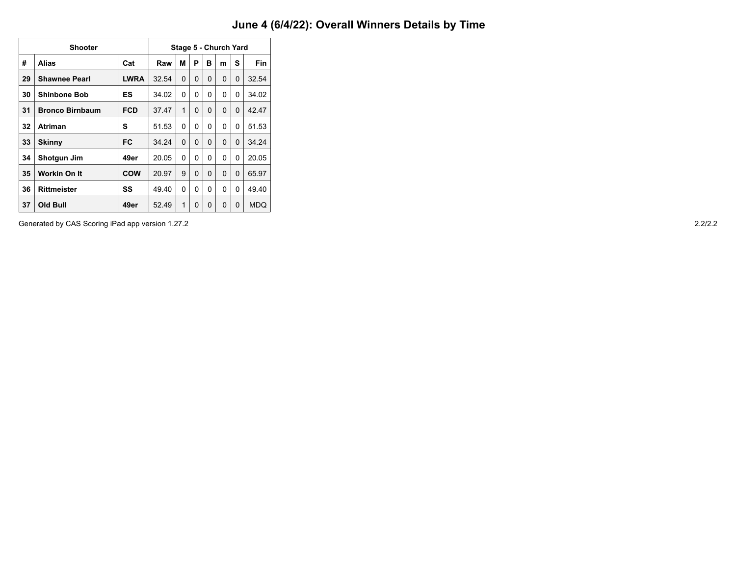# June 4 (6/4/22): Overall Winners Details by Time

| Shooter | | | Stage 5 - Church Yard | | | | | | |
|---|---|---|---|---|---|---|---|---|---|
| # | Alias | Cat | Raw | M | P | B | m | S | Fin |
| 29 | Shawnee Pearl | LWRA | 32.54 | 0 | 0 | 0 | 0 | 0 | 32.54 |
| 30 | Shinbone Bob | ES | 34.02 | 0 | 0 | 0 | 0 | 0 | 34.02 |
| 31 | Bronco Birnbaum | FCD | 37.47 | 1 | 0 | 0 | 0 | 0 | 42.47 |
| 32 | Atriman | S | 51.53 | 0 | 0 | 0 | 0 | 0 | 51.53 |
| 33 | Skinny | FC | 34.24 | 0 | 0 | 0 | 0 | 0 | 34.24 |
| 34 | Shotgun Jim | 49er | 20.05 | 0 | 0 | 0 | 0 | 0 | 20.05 |
| 35 | Workin On It | COW | 20.97 | 9 | 0 | 0 | 0 | 0 | 65.97 |
| 36 | Rittmeister | SS | 49.40 | 0 | 0 | 0 | 0 | 0 | 49.40 |
| 37 | Old Bull | 49er | 52.49 | 1 | 0 | 0 | 0 | 0 | MDQ |

Generated by CAS Scoring iPad app version 1.27.2